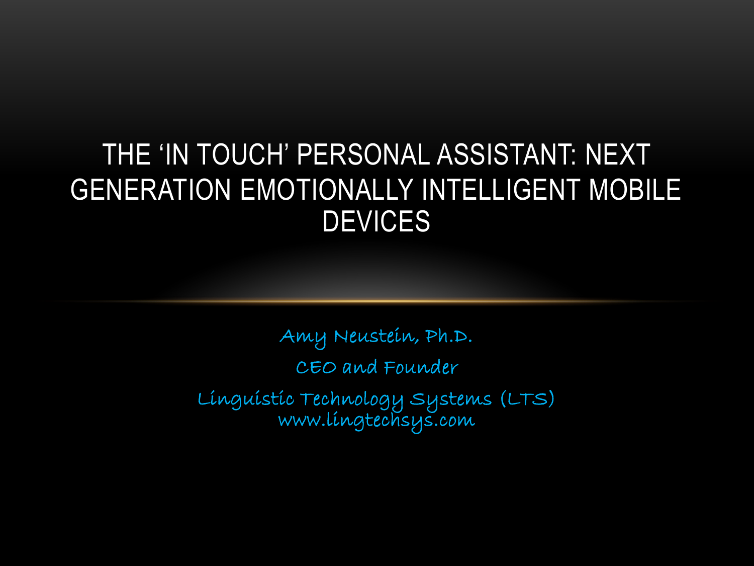# THE 'IN TOUCH' PERSONAL ASSISTANT: NEXT GENERATION EMOTIONALLY INTELLIGENT MOBILE DEVICES

Amy Neustein, Ph.D.

CEO and Founder

Linguistic Technology Systems (LTS)
www.lingtechsys.com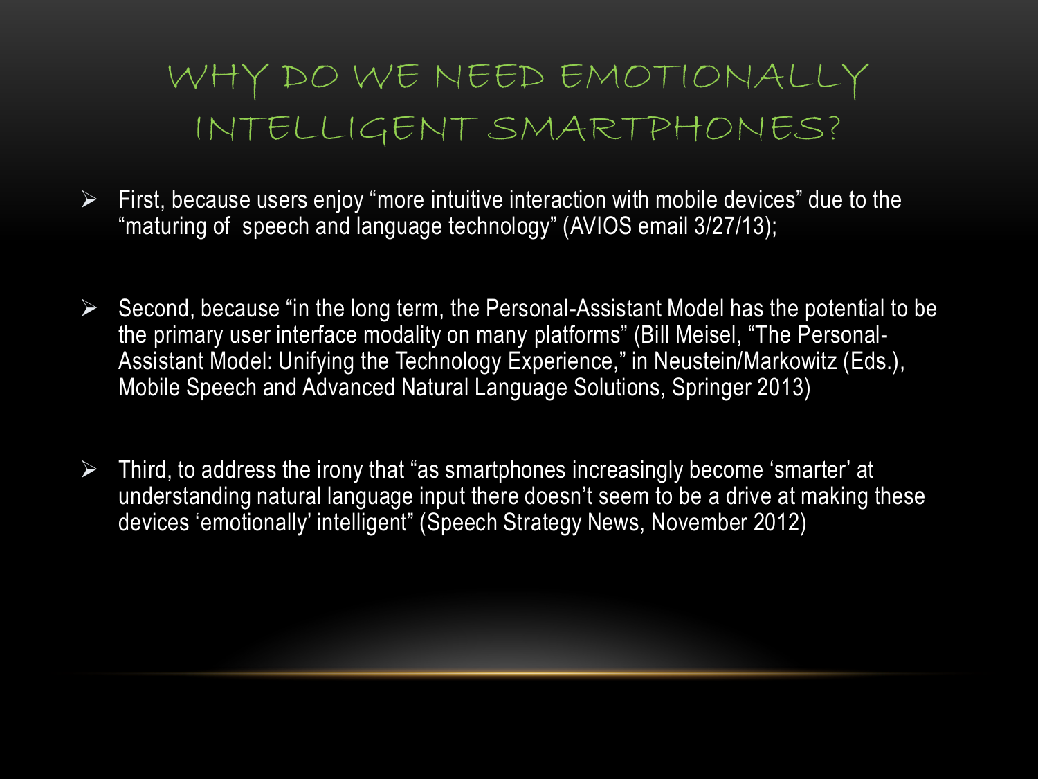# WHY DO WE NEED EMOTIONALLY INTELLIGENT SMARTPHONES?

- First, because users enjoy "more intuitive interaction with mobile devices" due to the "maturing of speech and language technology" (AVIOS email 3/27/13);

- Second, because "in the long term, the Personal-Assistant Model has the potential to be the primary user interface modality on many platforms" (Bill Meisel, "The Personal-Assistant Model: Unifying the Technology Experience," in Neustein/Markowitz (Eds.), Mobile Speech and Advanced Natural Language Solutions, Springer 2013)

- Third, to address the irony that "as smartphones increasingly become 'smarter' at understanding natural language input there doesn't seem to be a drive at making these devices 'emotionally' intelligent" (Speech Strategy News, November 2012)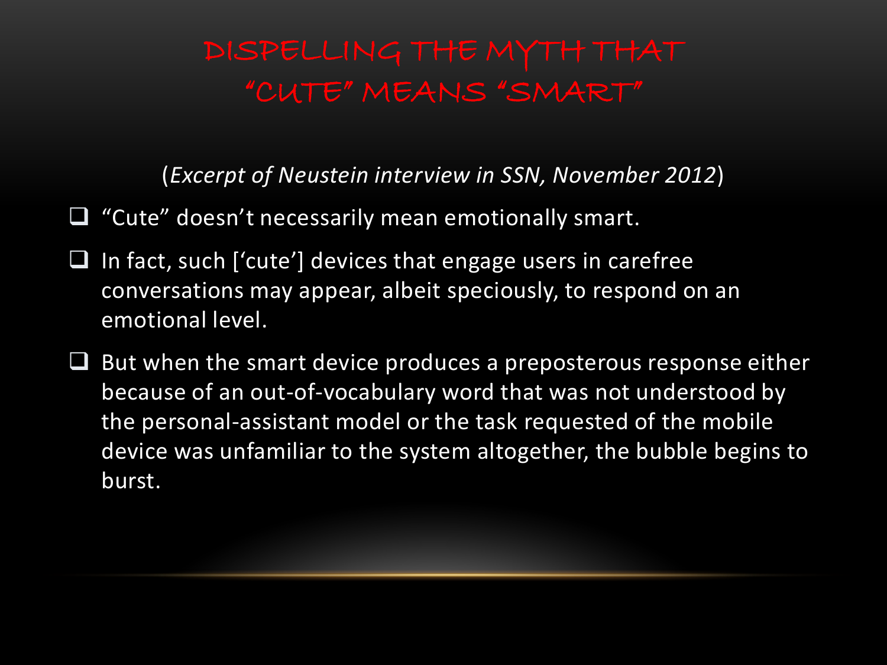# DISPELLING THE MYTH THAT "CUTE" MEANS "SMART"

(*Excerpt of Neustein interview in SSN, November 2012*)

- "Cute" doesn't necessarily mean emotionally smart.
- In fact, such ['cute'] devices that engage users in carefree conversations may appear, albeit speciously, to respond on an emotional level.
- But when the smart device produces a preposterous response either because of an out-of-vocabulary word that was not understood by the personal-assistant model or the task requested of the mobile device was unfamiliar to the system altogether, the bubble begins to burst.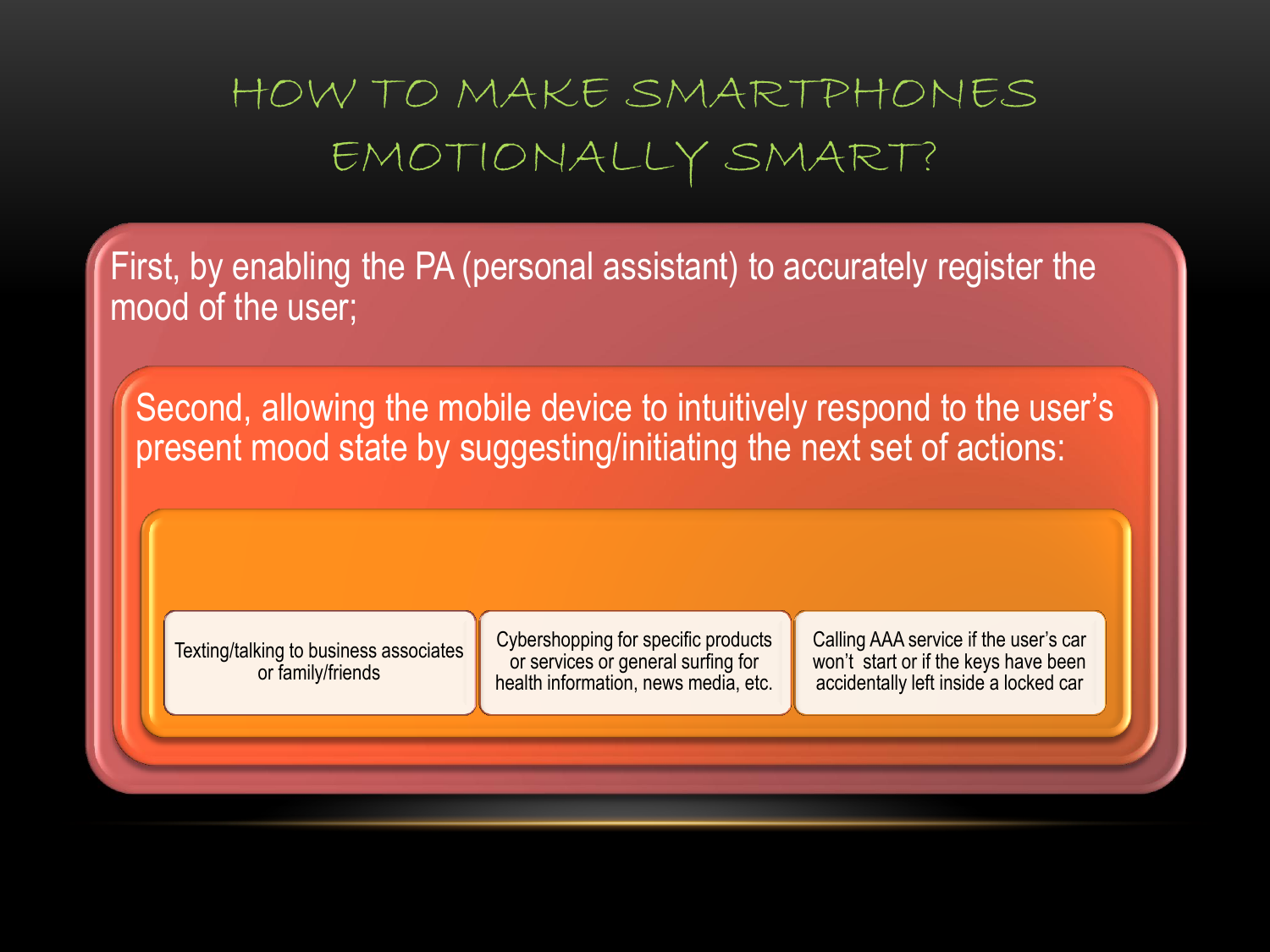# How to make smartphones emotionally smart?

First, by enabling the PA (personal assistant) to accurately register the mood of the user;

Second, allowing the mobile device to intuitively respond to the user's present mood state by suggesting/initiating the next set of actions:

- Texting/talking to business associates or family/friends
- Cybershopping for specific products or services or general surfing for health information, news media, etc.
- Calling AAA service if the user's car won't start or if the keys have been accidentally left inside a locked car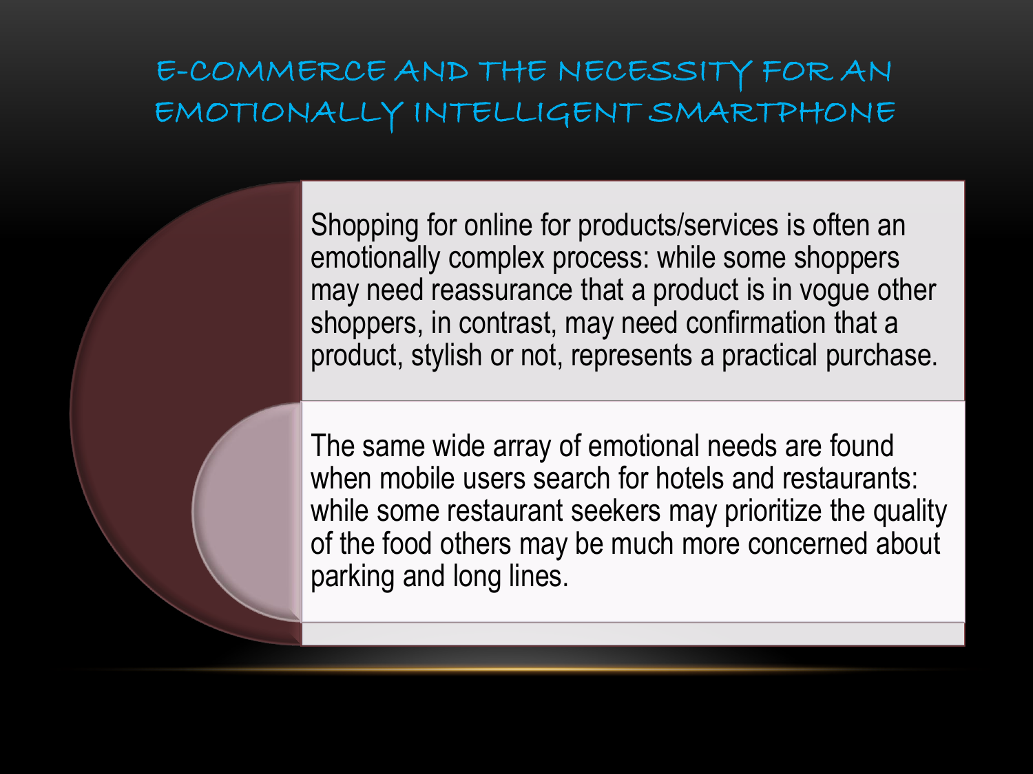# E-Commerce and the Necessity for an Emotionally Intelligent Smartphone

- Shopping for online for products/services is often an emotionally complex process: while some shoppers may need reassurance that a product is in vogue other shoppers, in contrast, may need confirmation that a product, stylish or not, represents a practical purchase.
- The same wide array of emotional needs are found when mobile users search for hotels and restaurants: while some restaurant seekers may prioritize the quality of the food others may be much more concerned about parking and long lines.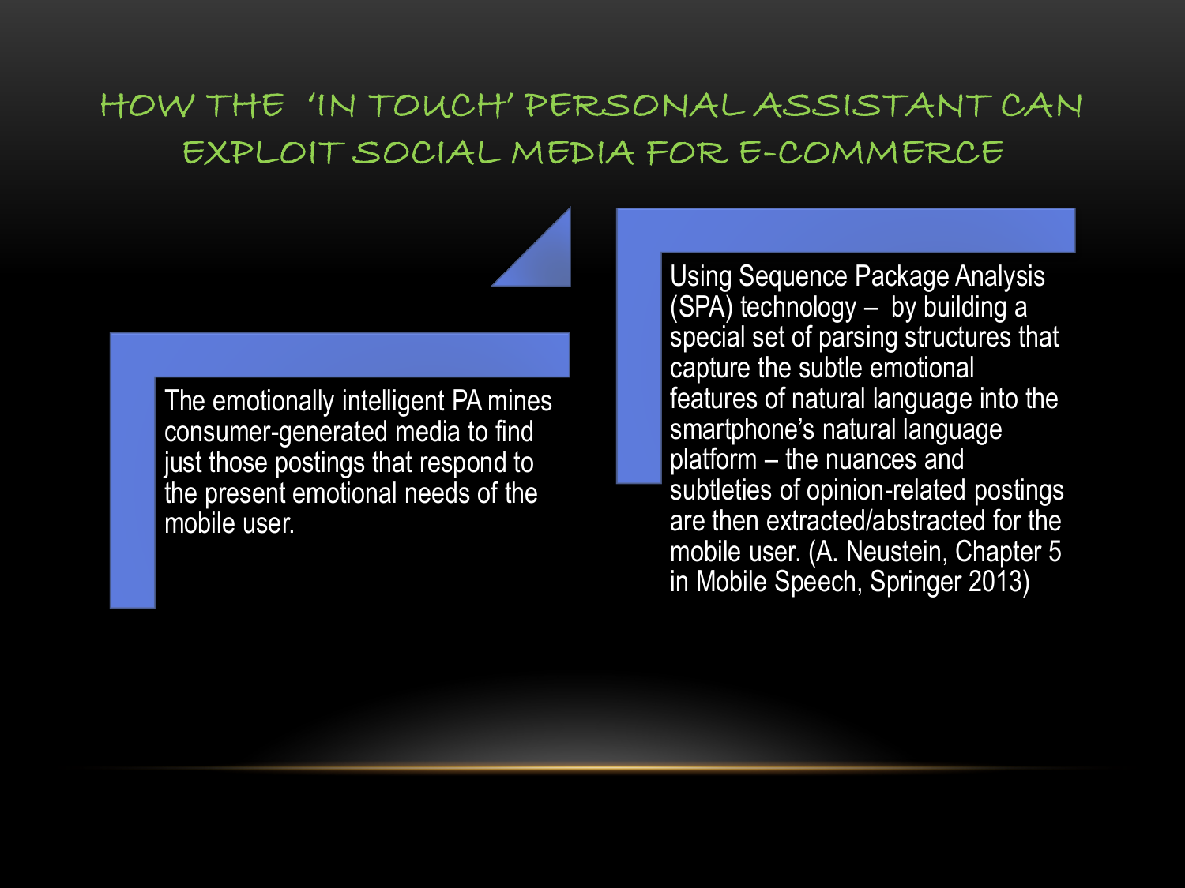# HOW THE 'IN TOUCH' PERSONAL ASSISTANT CAN EXPLOIT SOCIAL MEDIA FOR E-COMMERCE

The emotionally intelligent PA mines consumer-generated media to find just those postings that respond to the present emotional needs of the mobile user.

Using Sequence Package Analysis (SPA) technology – by building a special set of parsing structures that capture the subtle emotional features of natural language into the smartphone's natural language platform – the nuances and subtleties of opinion-related postings are then extracted/abstracted for the mobile user. (A. Neustein, Chapter 5 in Mobile Speech, Springer 2013)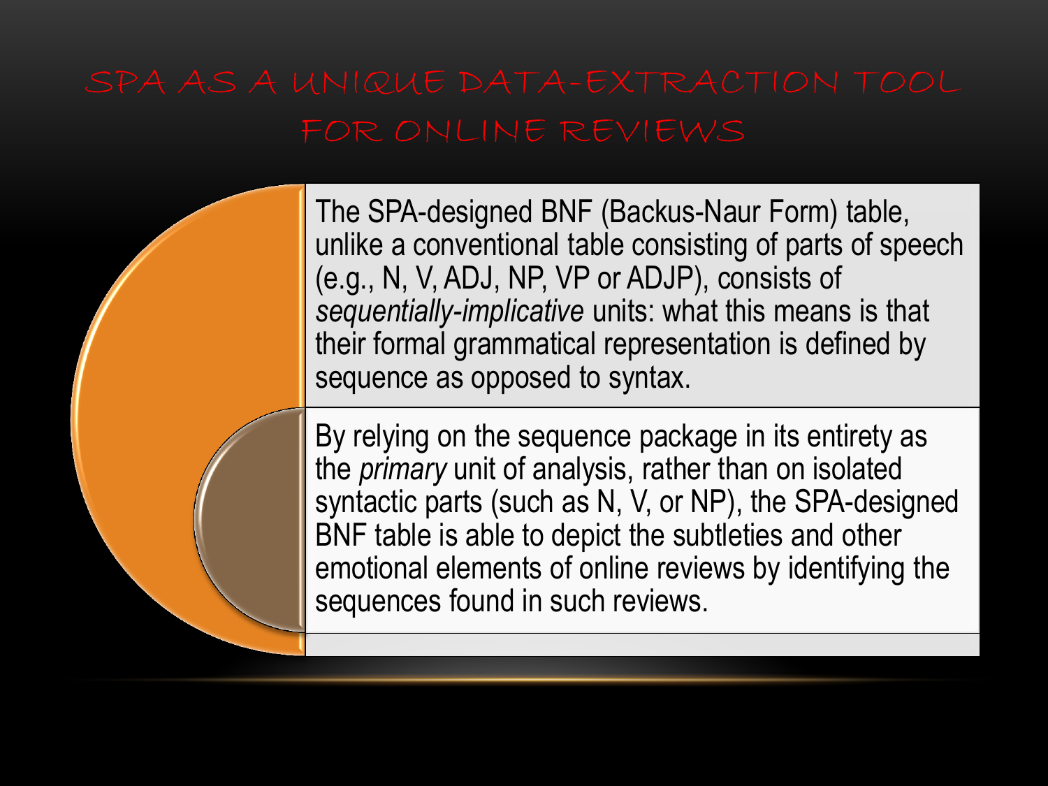# SPA as a Unique Data-Extraction Tool for Online Reviews

The SPA-designed BNF (Backus-Naur Form) table, unlike a conventional table consisting of parts of speech (e.g., N, V, ADJ, NP, VP or ADJP), consists of *sequentially-implicative* units: what this means is that their formal grammatical representation is defined by sequence as opposed to syntax.

By relying on the sequence package in its entirety as the *primary* unit of analysis, rather than on isolated syntactic parts (such as N, V, or NP), the SPA-designed BNF table is able to depict the subtleties and other emotional elements of online reviews by identifying the sequences found in such reviews.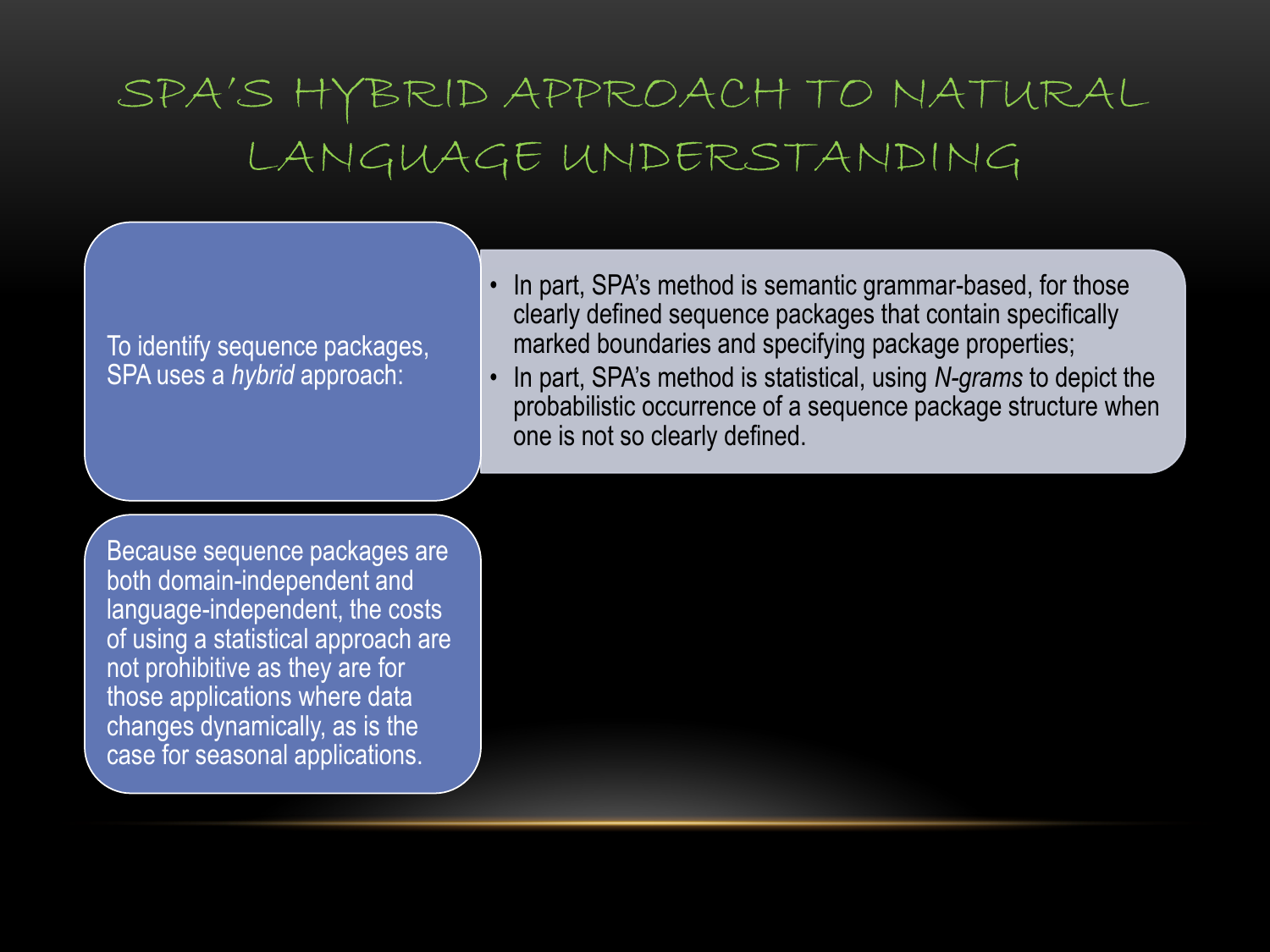# SPA's Hybrid Approach to Natural Language Understanding

To identify sequence packages, SPA uses a *hybrid* approach:

- In part, SPA's method is semantic grammar-based, for those clearly defined sequence packages that contain specifically marked boundaries and specifying package properties;
- In part, SPA's method is statistical, using *N-grams* to depict the probabilistic occurrence of a sequence package structure when one is not so clearly defined.

Because sequence packages are both domain-independent and language-independent, the costs of using a statistical approach are not prohibitive as they are for those applications where data changes dynamically, as is the case for seasonal applications.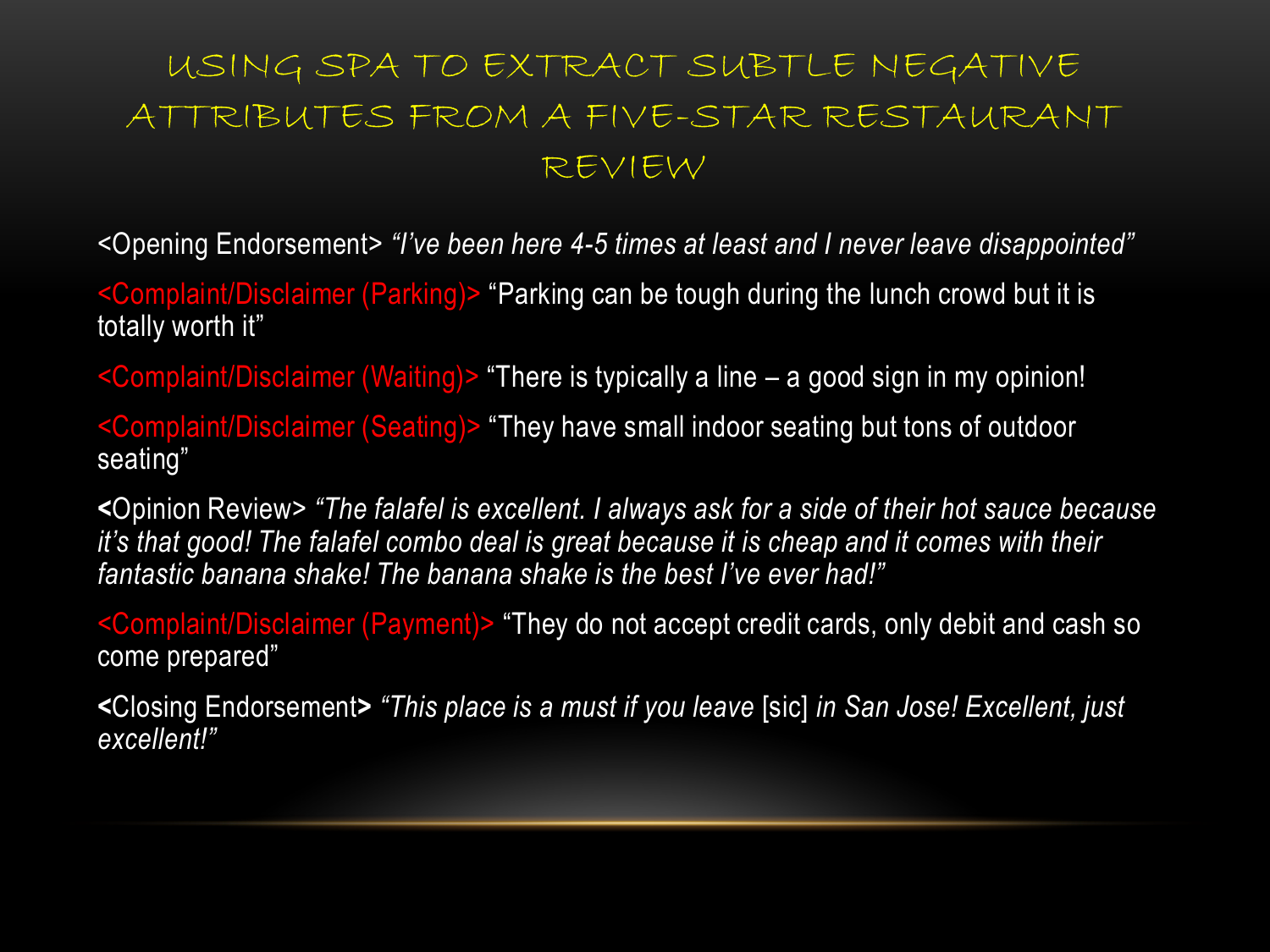# Using SPA to Extract Subtle Negative Attributes from a Five-Star Restaurant Review

<Opening Endorsement> *"I've been here 4-5 times at least and I never leave disappointed"*

<Complaint/Disclaimer (Parking)> "Parking can be tough during the lunch crowd but it is totally worth it"

<Complaint/Disclaimer (Waiting)> "There is typically a line – a good sign in my opinion!

<Complaint/Disclaimer (Seating)> "They have small indoor seating but tons of outdoor seating"

**<**Opinion Review> *"The falafel is excellent. I always ask for a side of their hot sauce because it's that good! The falafel combo deal is great because it is cheap and it comes with their fantastic banana shake! The banana shake is the best I've ever had!"*

<Complaint/Disclaimer (Payment)> "They do not accept credit cards, only debit and cash so come prepared"

**<**Closing Endorsement**>** *"This place is a must if you leave* [sic] *in San Jose! Excellent, just excellent!"*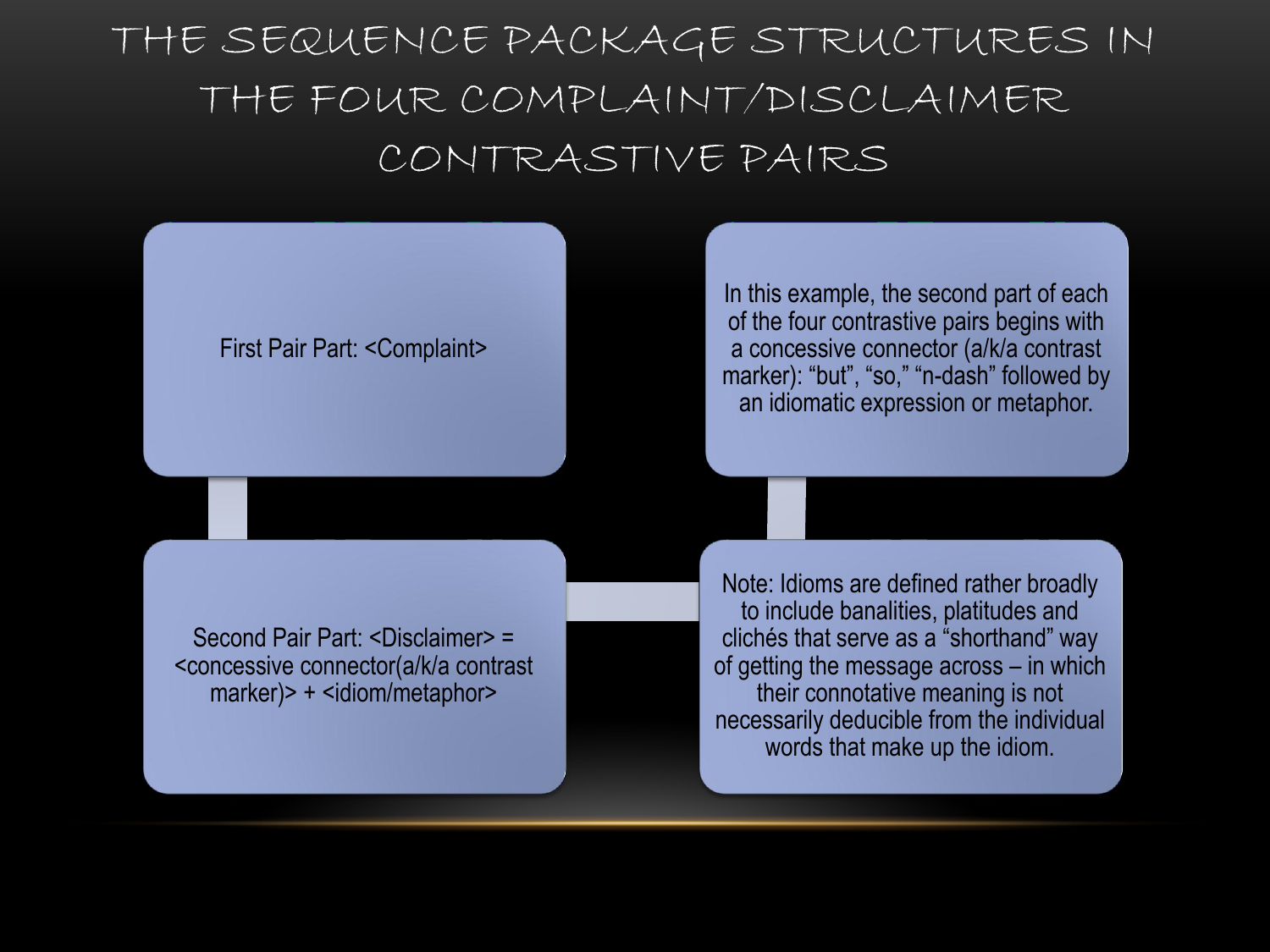# THE SEQUENCE PACKAGE STRUCTURES IN THE FOUR COMPLAINT/DISCLAIMER CONTRASTIVE PAIRS

First Pair Part: <Complaint>

Second Pair Part: <Disclaimer> = <concessive connector(a/k/a contrast marker)> + <idiom/metaphor>

In this example, the second part of each of the four contrastive pairs begins with a concessive connector (a/k/a contrast marker): “but”, “so,” “n-dash” followed by an idiomatic expression or metaphor.

Note: Idioms are defined rather broadly to include banalities, platitudes and clichés that serve as a “shorthand” way of getting the message across – in which their connotative meaning is not necessarily deducible from the individual words that make up the idiom.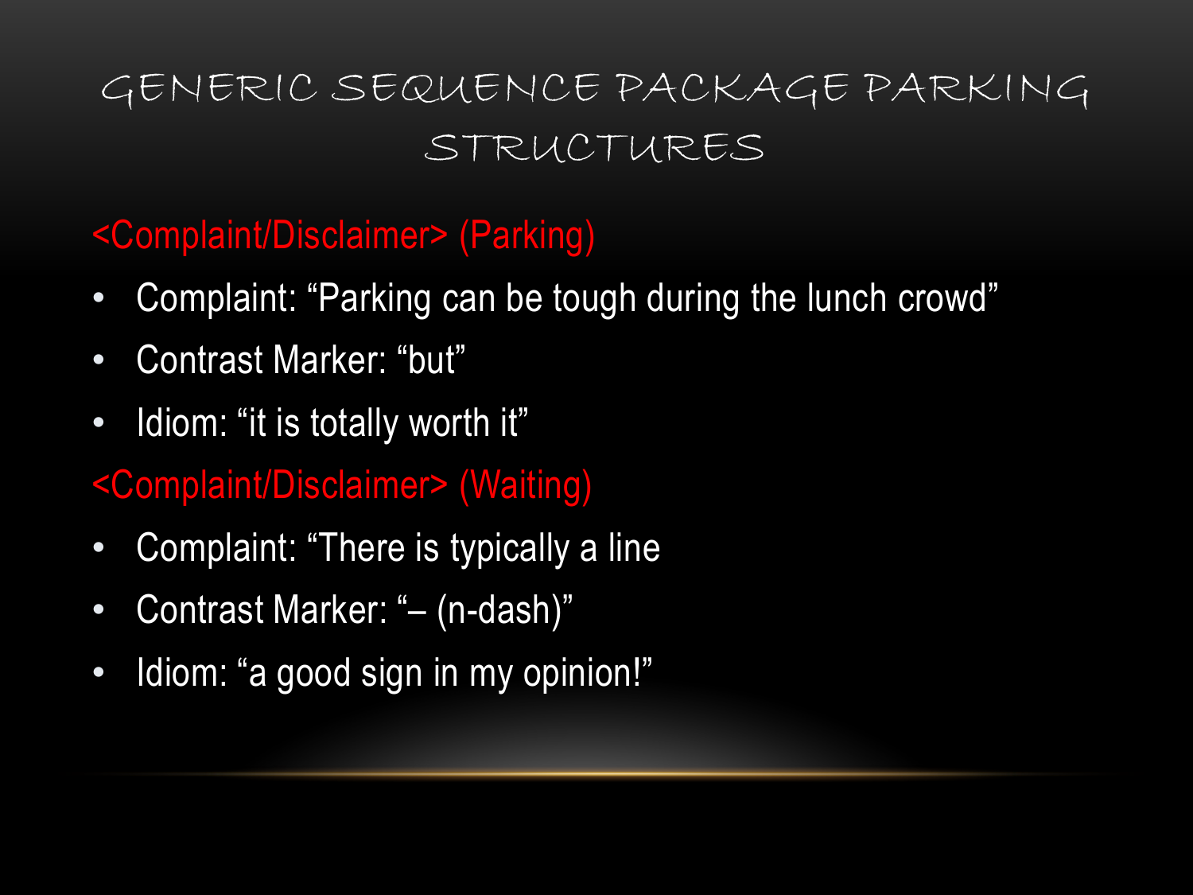# Generic Sequence Package Parking Structures

<Complaint/Disclaimer> (Parking)

- Complaint: “Parking can be tough during the lunch crowd”
- Contrast Marker: “but”
- Idiom: “it is totally worth it”

<Complaint/Disclaimer> (Waiting)

- Complaint: “There is typically a line
- Contrast Marker: “– (n-dash)”
- Idiom: “a good sign in my opinion!”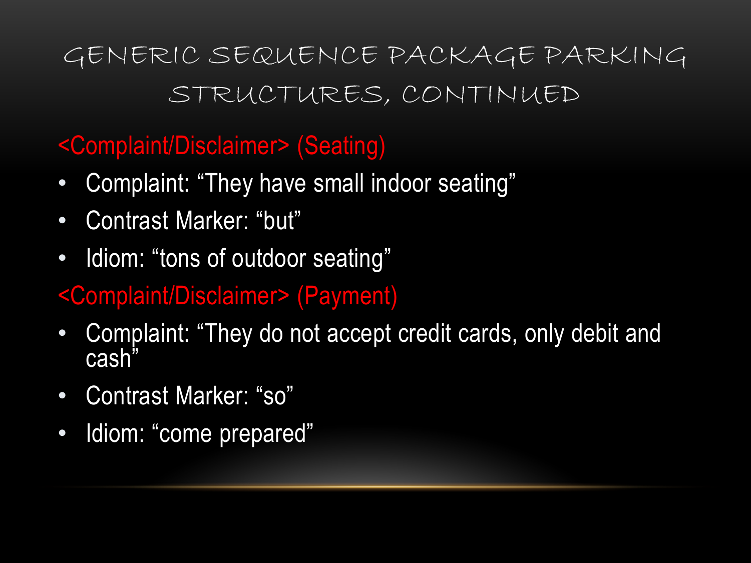# GENERIC SEQUENCE PACKAGE PARKING STRUCTURES, CONTINUED

<Complaint/Disclaimer> (Seating)

- Complaint: “They have small indoor seating”
- Contrast Marker: “but”
- Idiom: “tons of outdoor seating”

<Complaint/Disclaimer> (Payment)

- Complaint: “They do not accept credit cards, only debit and cash”
- Contrast Marker: “so”
- Idiom: “come prepared”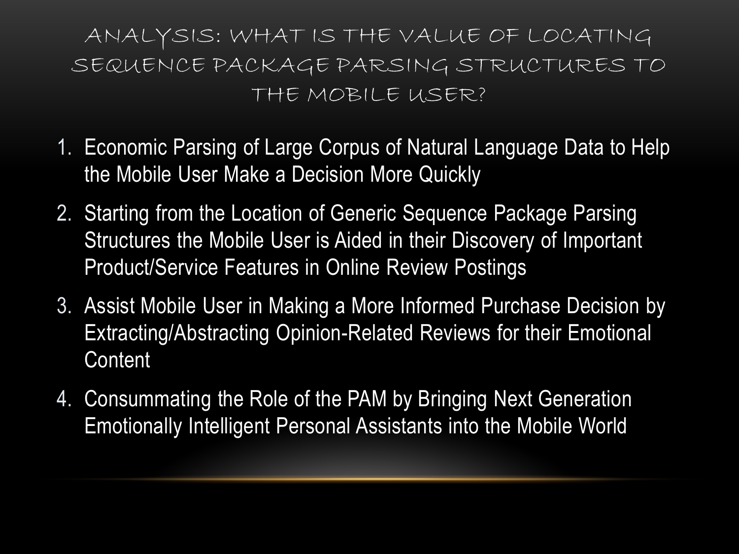# ANALYSIS: WHAT IS THE VALUE OF LOCATING SEQUENCE PACKAGE PARSING STRUCTURES TO THE MOBILE USER?

1. Economic Parsing of Large Corpus of Natural Language Data to Help the Mobile User Make a Decision More Quickly
2. Starting from the Location of Generic Sequence Package Parsing Structures the Mobile User is Aided in their Discovery of Important Product/Service Features in Online Review Postings
3. Assist Mobile User in Making a More Informed Purchase Decision by Extracting/Abstracting Opinion-Related Reviews for their Emotional Content
4. Consummating the Role of the PAM by Bringing Next Generation Emotionally Intelligent Personal Assistants into the Mobile World